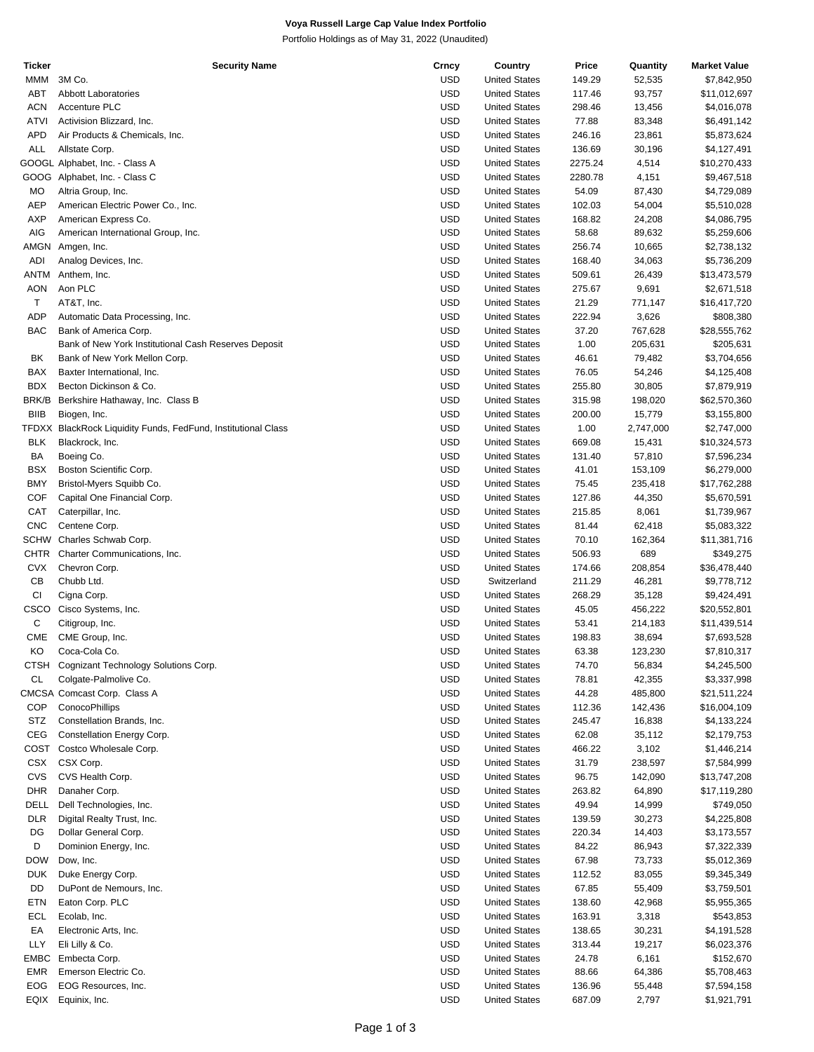**Voya Russell Large Cap Value Index Portfolio**

Portfolio Holdings as of May 31, 2022 (Unaudited)

| Ticker | Security Name | Crncy | Country | Price | Quantity | Market Value |
|---|---|---|---|---|---|---|
| MMM | 3M Co. | USD | United States | 149.29 | 52,535 | $7,842,950 |
| ABT | Abbott Laboratories | USD | United States | 117.46 | 93,757 | $11,012,697 |
| ACN | Accenture PLC | USD | United States | 298.46 | 13,456 | $4,016,078 |
| ATVI | Activision Blizzard, Inc. | USD | United States | 77.88 | 83,348 | $6,491,142 |
| APD | Air Products & Chemicals, Inc. | USD | United States | 246.16 | 23,861 | $5,873,624 |
| ALL | Allstate Corp. | USD | United States | 136.69 | 30,196 | $4,127,491 |
| GOOGL | Alphabet, Inc. - Class A | USD | United States | 2275.24 | 4,514 | $10,270,433 |
| GOOG | Alphabet, Inc. - Class C | USD | United States | 2280.78 | 4,151 | $9,467,518 |
| MO | Altria Group, Inc. | USD | United States | 54.09 | 87,430 | $4,729,089 |
| AEP | American Electric Power Co., Inc. | USD | United States | 102.03 | 54,004 | $5,510,028 |
| AXP | American Express Co. | USD | United States | 168.82 | 24,208 | $4,086,795 |
| AIG | American International Group, Inc. | USD | United States | 58.68 | 89,632 | $5,259,606 |
| AMGN | Amgen, Inc. | USD | United States | 256.74 | 10,665 | $2,738,132 |
| ADI | Analog Devices, Inc. | USD | United States | 168.40 | 34,063 | $5,736,209 |
| ANTM | Anthem, Inc. | USD | United States | 509.61 | 26,439 | $13,473,579 |
| AON | Aon PLC | USD | United States | 275.67 | 9,691 | $2,671,518 |
| T | AT&T, Inc. | USD | United States | 21.29 | 771,147 | $16,417,720 |
| ADP | Automatic Data Processing, Inc. | USD | United States | 222.94 | 3,626 | $808,380 |
| BAC | Bank of America Corp. | USD | United States | 37.20 | 767,628 | $28,555,762 |
| | Bank of New York Institutional Cash Reserves Deposit | USD | United States | 1.00 | 205,631 | $205,631 |
| BK | Bank of New York Mellon Corp. | USD | United States | 46.61 | 79,482 | $3,704,656 |
| BAX | Baxter International, Inc. | USD | United States | 76.05 | 54,246 | $4,125,408 |
| BDX | Becton Dickinson & Co. | USD | United States | 255.80 | 30,805 | $7,879,919 |
| BRK/B | Berkshire Hathaway, Inc. Class B | USD | United States | 315.98 | 198,020 | $62,570,360 |
| BIIB | Biogen, Inc. | USD | United States | 200.00 | 15,779 | $3,155,800 |
| TFDXX | BlackRock Liquidity Funds, FedFund, Institutional Class | USD | United States | 1.00 | 2,747,000 | $2,747,000 |
| BLK | Blackrock, Inc. | USD | United States | 669.08 | 15,431 | $10,324,573 |
| BA | Boeing Co. | USD | United States | 131.40 | 57,810 | $7,596,234 |
| BSX | Boston Scientific Corp. | USD | United States | 41.01 | 153,109 | $6,279,000 |
| BMY | Bristol-Myers Squibb Co. | USD | United States | 75.45 | 235,418 | $17,762,288 |
| COF | Capital One Financial Corp. | USD | United States | 127.86 | 44,350 | $5,670,591 |
| CAT | Caterpillar, Inc. | USD | United States | 215.85 | 8,061 | $1,739,967 |
| CNC | Centene Corp. | USD | United States | 81.44 | 62,418 | $5,083,322 |
| SCHW | Charles Schwab Corp. | USD | United States | 70.10 | 162,364 | $11,381,716 |
| CHTR | Charter Communications, Inc. | USD | United States | 506.93 | 689 | $349,275 |
| CVX | Chevron Corp. | USD | United States | 174.66 | 208,854 | $36,478,440 |
| CB | Chubb Ltd. | USD | Switzerland | 211.29 | 46,281 | $9,778,712 |
| CI | Cigna Corp. | USD | United States | 268.29 | 35,128 | $9,424,491 |
| CSCO | Cisco Systems, Inc. | USD | United States | 45.05 | 456,222 | $20,552,801 |
| C | Citigroup, Inc. | USD | United States | 53.41 | 214,183 | $11,439,514 |
| CME | CME Group, Inc. | USD | United States | 198.83 | 38,694 | $7,693,528 |
| KO | Coca-Cola Co. | USD | United States | 63.38 | 123,230 | $7,810,317 |
| CTSH | Cognizant Technology Solutions Corp. | USD | United States | 74.70 | 56,834 | $4,245,500 |
| CL | Colgate-Palmolive Co. | USD | United States | 78.81 | 42,355 | $3,337,998 |
| CMCSA | Comcast Corp. Class A | USD | United States | 44.28 | 485,800 | $21,511,224 |
| COP | ConocoPhillips | USD | United States | 112.36 | 142,436 | $16,004,109 |
| STZ | Constellation Brands, Inc. | USD | United States | 245.47 | 16,838 | $4,133,224 |
| CEG | Constellation Energy Corp. | USD | United States | 62.08 | 35,112 | $2,179,753 |
| COST | Costco Wholesale Corp. | USD | United States | 466.22 | 3,102 | $1,446,214 |
| CSX | CSX Corp. | USD | United States | 31.79 | 238,597 | $7,584,999 |
| CVS | CVS Health Corp. | USD | United States | 96.75 | 142,090 | $13,747,208 |
| DHR | Danaher Corp. | USD | United States | 263.82 | 64,890 | $17,119,280 |
| DELL | Dell Technologies, Inc. | USD | United States | 49.94 | 14,999 | $749,050 |
| DLR | Digital Realty Trust, Inc. | USD | United States | 139.59 | 30,273 | $4,225,808 |
| DG | Dollar General Corp. | USD | United States | 220.34 | 14,403 | $3,173,557 |
| D | Dominion Energy, Inc. | USD | United States | 84.22 | 86,943 | $7,322,339 |
| DOW | Dow, Inc. | USD | United States | 67.98 | 73,733 | $5,012,369 |
| DUK | Duke Energy Corp. | USD | United States | 112.52 | 83,055 | $9,345,349 |
| DD | DuPont de Nemours, Inc. | USD | United States | 67.85 | 55,409 | $3,759,501 |
| ETN | Eaton Corp. PLC | USD | United States | 138.60 | 42,968 | $5,955,365 |
| ECL | Ecolab, Inc. | USD | United States | 163.91 | 3,318 | $543,853 |
| EA | Electronic Arts, Inc. | USD | United States | 138.65 | 30,231 | $4,191,528 |
| LLY | Eli Lilly & Co. | USD | United States | 313.44 | 19,217 | $6,023,376 |
| EMBC | Embecta Corp. | USD | United States | 24.78 | 6,161 | $152,670 |
| EMR | Emerson Electric Co. | USD | United States | 88.66 | 64,386 | $5,708,463 |
| EOG | EOG Resources, Inc. | USD | United States | 136.96 | 55,448 | $7,594,158 |
| EQIX | Equinix, Inc. | USD | United States | 687.09 | 2,797 | $1,921,791 |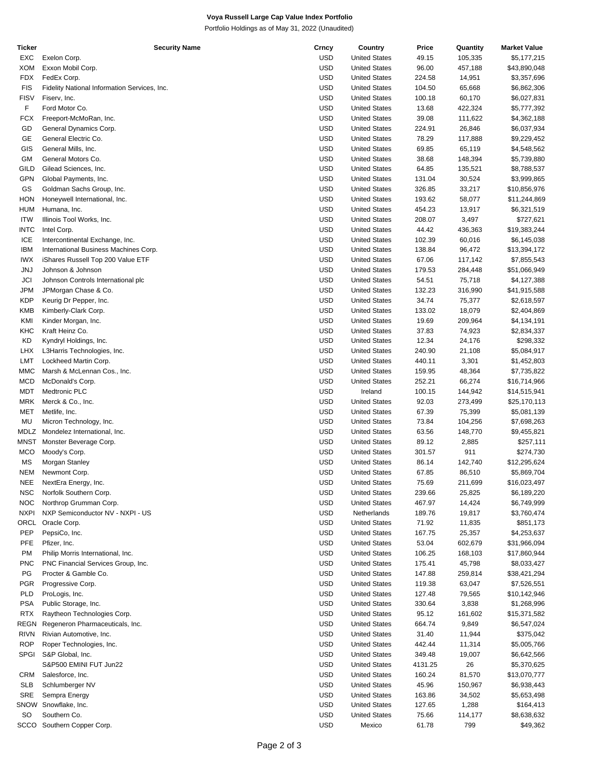**Voya Russell Large Cap Value Index Portfolio**

Portfolio Holdings as of May 31, 2022 (Unaudited)

| Ticker | Security Name | Crncy | Country | Price | Quantity | Market Value |
|---|---|---|---|---|---|---|
| EXC | Exelon Corp. | USD | United States | 49.15 | 105,335 | $5,177,215 |
| XOM | Exxon Mobil Corp. | USD | United States | 96.00 | 457,188 | $43,890,048 |
| FDX | FedEx Corp. | USD | United States | 224.58 | 14,951 | $3,357,696 |
| FIS | Fidelity National Information Services, Inc. | USD | United States | 104.50 | 65,668 | $6,862,306 |
| FISV | Fiserv, Inc. | USD | United States | 100.18 | 60,170 | $6,027,831 |
| F | Ford Motor Co. | USD | United States | 13.68 | 422,324 | $5,777,392 |
| FCX | Freeport-McMoRan, Inc. | USD | United States | 39.08 | 111,622 | $4,362,188 |
| GD | General Dynamics Corp. | USD | United States | 224.91 | 26,846 | $6,037,934 |
| GE | General Electric Co. | USD | United States | 78.29 | 117,888 | $9,229,452 |
| GIS | General Mills, Inc. | USD | United States | 69.85 | 65,119 | $4,548,562 |
| GM | General Motors Co. | USD | United States | 38.68 | 148,394 | $5,739,880 |
| GILD | Gilead Sciences, Inc. | USD | United States | 64.85 | 135,521 | $8,788,537 |
| GPN | Global Payments, Inc. | USD | United States | 131.04 | 30,524 | $3,999,865 |
| GS | Goldman Sachs Group, Inc. | USD | United States | 326.85 | 33,217 | $10,856,976 |
| HON | Honeywell International, Inc. | USD | United States | 193.62 | 58,077 | $11,244,869 |
| HUM | Humana, Inc. | USD | United States | 454.23 | 13,917 | $6,321,519 |
| ITW | Illinois Tool Works, Inc. | USD | United States | 208.07 | 3,497 | $727,621 |
| INTC | Intel Corp. | USD | United States | 44.42 | 436,363 | $19,383,244 |
| ICE | Intercontinental Exchange, Inc. | USD | United States | 102.39 | 60,016 | $6,145,038 |
| IBM | International Business Machines Corp. | USD | United States | 138.84 | 96,472 | $13,394,172 |
| IWX | iShares Russell Top 200 Value ETF | USD | United States | 67.06 | 117,142 | $7,855,543 |
| JNJ | Johnson & Johnson | USD | United States | 179.53 | 284,448 | $51,066,949 |
| JCI | Johnson Controls International plc | USD | United States | 54.51 | 75,718 | $4,127,388 |
| JPM | JPMorgan Chase & Co. | USD | United States | 132.23 | 316,990 | $41,915,588 |
| KDP | Keurig Dr Pepper, Inc. | USD | United States | 34.74 | 75,377 | $2,618,597 |
| KMB | Kimberly-Clark Corp. | USD | United States | 133.02 | 18,079 | $2,404,869 |
| KMI | Kinder Morgan, Inc. | USD | United States | 19.69 | 209,964 | $4,134,191 |
| KHC | Kraft Heinz Co. | USD | United States | 37.83 | 74,923 | $2,834,337 |
| KD | Kyndryl Holdings, Inc. | USD | United States | 12.34 | 24,176 | $298,332 |
| LHX | L3Harris Technologies, Inc. | USD | United States | 240.90 | 21,108 | $5,084,917 |
| LMT | Lockheed Martin Corp. | USD | United States | 440.11 | 3,301 | $1,452,803 |
| MMC | Marsh & McLennan Cos., Inc. | USD | United States | 159.95 | 48,364 | $7,735,822 |
| MCD | McDonald's Corp. | USD | United States | 252.21 | 66,274 | $16,714,966 |
| MDT | Medtronic PLC | USD | Ireland | 100.15 | 144,942 | $14,515,941 |
| MRK | Merck & Co., Inc. | USD | United States | 92.03 | 273,499 | $25,170,113 |
| MET | Metlife, Inc. | USD | United States | 67.39 | 75,399 | $5,081,139 |
| MU | Micron Technology, Inc. | USD | United States | 73.84 | 104,256 | $7,698,263 |
| MDLZ | Mondelez International, Inc. | USD | United States | 63.56 | 148,770 | $9,455,821 |
| MNST | Monster Beverage Corp. | USD | United States | 89.12 | 2,885 | $257,111 |
| MCO | Moody's Corp. | USD | United States | 301.57 | 911 | $274,730 |
| MS | Morgan Stanley | USD | United States | 86.14 | 142,740 | $12,295,624 |
| NEM | Newmont Corp. | USD | United States | 67.85 | 86,510 | $5,869,704 |
| NEE | NextEra Energy, Inc. | USD | United States | 75.69 | 211,699 | $16,023,497 |
| NSC | Norfolk Southern Corp. | USD | United States | 239.66 | 25,825 | $6,189,220 |
| NOC | Northrop Grumman Corp. | USD | United States | 467.97 | 14,424 | $6,749,999 |
| NXPI | NXP Semiconductor NV - NXPI - US | USD | Netherlands | 189.76 | 19,817 | $3,760,474 |
| ORCL | Oracle Corp. | USD | United States | 71.92 | 11,835 | $851,173 |
| PEP | PepsiCo, Inc. | USD | United States | 167.75 | 25,357 | $4,253,637 |
| PFE | Pfizer, Inc. | USD | United States | 53.04 | 602,679 | $31,966,094 |
| PM | Philip Morris International, Inc. | USD | United States | 106.25 | 168,103 | $17,860,944 |
| PNC | PNC Financial Services Group, Inc. | USD | United States | 175.41 | 45,798 | $8,033,427 |
| PG | Procter & Gamble Co. | USD | United States | 147.88 | 259,814 | $38,421,294 |
| PGR | Progressive Corp. | USD | United States | 119.38 | 63,047 | $7,526,551 |
| PLD | ProLogis, Inc. | USD | United States | 127.48 | 79,565 | $10,142,946 |
| PSA | Public Storage, Inc. | USD | United States | 330.64 | 3,838 | $1,268,996 |
| RTX | Raytheon Technologies Corp. | USD | United States | 95.12 | 161,602 | $15,371,582 |
| REGN | Regeneron Pharmaceuticals, Inc. | USD | United States | 664.74 | 9,849 | $6,547,024 |
| RIVN | Rivian Automotive, Inc. | USD | United States | 31.40 | 11,944 | $375,042 |
| ROP | Roper Technologies, Inc. | USD | United States | 442.44 | 11,314 | $5,005,766 |
| SPGI | S&P Global, Inc. | USD | United States | 349.48 | 19,007 | $6,642,566 |
| | S&P500 EMINI FUT Jun22 | USD | United States | 4131.25 | 26 | $5,370,625 |
| CRM | Salesforce, Inc. | USD | United States | 160.24 | 81,570 | $13,070,777 |
| SLB | Schlumberger NV | USD | United States | 45.96 | 150,967 | $6,938,443 |
| SRE | Sempra Energy | USD | United States | 163.86 | 34,502 | $5,653,498 |
| SNOW | Snowflake, Inc. | USD | United States | 127.65 | 1,288 | $164,413 |
| SO | Southern Co. | USD | United States | 75.66 | 114,177 | $8,638,632 |
| SCCO | Southern Copper Corp. | USD | Mexico | 61.78 | 799 | $49,362 |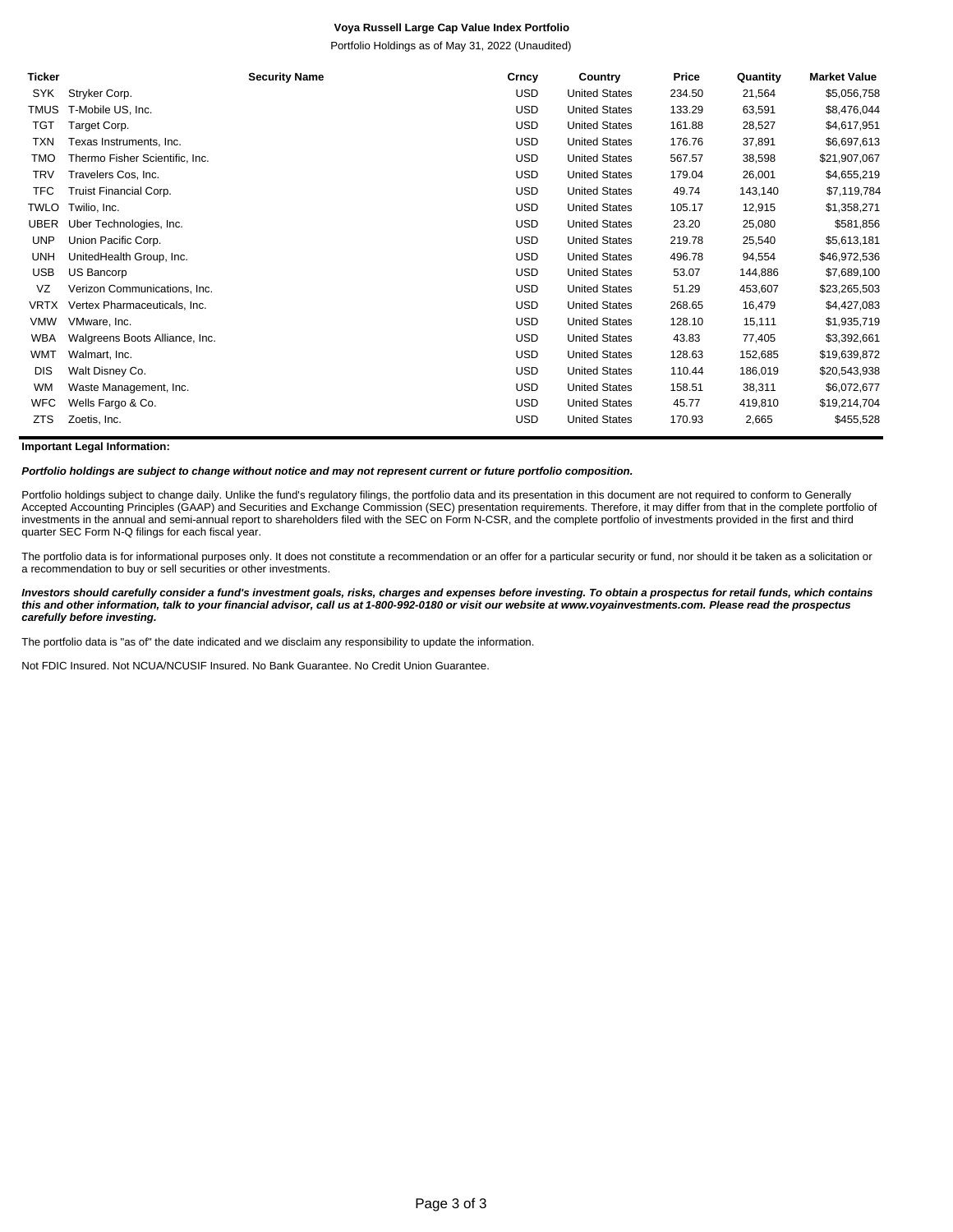**Voya Russell Large Cap Value Index Portfolio**

Portfolio Holdings as of May 31, 2022 (Unaudited)

| Ticker | Security Name | Crncy | Country | Price | Quantity | Market Value |
|---|---|---|---|---|---|---|
| SYK | Stryker Corp. | USD | United States | 234.50 | 21,564 | $5,056,758 |
| TMUS | T-Mobile US, Inc. | USD | United States | 133.29 | 63,591 | $8,476,044 |
| TGT | Target Corp. | USD | United States | 161.88 | 28,527 | $4,617,951 |
| TXN | Texas Instruments, Inc. | USD | United States | 176.76 | 37,891 | $6,697,613 |
| TMO | Thermo Fisher Scientific, Inc. | USD | United States | 567.57 | 38,598 | $21,907,067 |
| TRV | Travelers Cos, Inc. | USD | United States | 179.04 | 26,001 | $4,655,219 |
| TFC | Truist Financial Corp. | USD | United States | 49.74 | 143,140 | $7,119,784 |
| TWLO | Twilio, Inc. | USD | United States | 105.17 | 12,915 | $1,358,271 |
| UBER | Uber Technologies, Inc. | USD | United States | 23.20 | 25,080 | $581,856 |
| UNP | Union Pacific Corp. | USD | United States | 219.78 | 25,540 | $5,613,181 |
| UNH | UnitedHealth Group, Inc. | USD | United States | 496.78 | 94,554 | $46,972,536 |
| USB | US Bancorp | USD | United States | 53.07 | 144,886 | $7,689,100 |
| VZ | Verizon Communications, Inc. | USD | United States | 51.29 | 453,607 | $23,265,503 |
| VRTX | Vertex Pharmaceuticals, Inc. | USD | United States | 268.65 | 16,479 | $4,427,083 |
| VMW | VMware, Inc. | USD | United States | 128.10 | 15,111 | $1,935,719 |
| WBA | Walgreens Boots Alliance, Inc. | USD | United States | 43.83 | 77,405 | $3,392,661 |
| WMT | Walmart, Inc. | USD | United States | 128.63 | 152,685 | $19,639,872 |
| DIS | Walt Disney Co. | USD | United States | 110.44 | 186,019 | $20,543,938 |
| WM | Waste Management, Inc. | USD | United States | 158.51 | 38,311 | $6,072,677 |
| WFC | Wells Fargo & Co. | USD | United States | 45.77 | 419,810 | $19,214,704 |
| ZTS | Zoetis, Inc. | USD | United States | 170.93 | 2,665 | $455,528 |

**Important Legal Information:**

***Portfolio holdings are subject to change without notice and may not represent current or future portfolio composition.***

Portfolio holdings subject to change daily. Unlike the fund's regulatory filings, the portfolio data and its presentation in this document are not required to conform to Generally Accepted Accounting Principles (GAAP) and Securities and Exchange Commission (SEC) presentation requirements. Therefore, it may differ from that in the complete portfolio of investments in the annual and semi-annual report to shareholders filed with the SEC on Form N-CSR, and the complete portfolio of investments provided in the first and third quarter SEC Form N-Q filings for each fiscal year.

The portfolio data is for informational purposes only. It does not constitute a recommendation or an offer for a particular security or fund, nor should it be taken as a solicitation or a recommendation to buy or sell securities or other investments.

***Investors should carefully consider a fund's investment goals, risks, charges and expenses before investing. To obtain a prospectus for retail funds, which contains this and other information, talk to your financial advisor, call us at 1-800-992-0180 or visit our website at www.voyainvestments.com. Please read the prospectus carefully before investing.***

The portfolio data is "as of" the date indicated and we disclaim any responsibility to update the information.

Not FDIC Insured. Not NCUA/NCUSIF Insured. No Bank Guarantee. No Credit Union Guarantee.